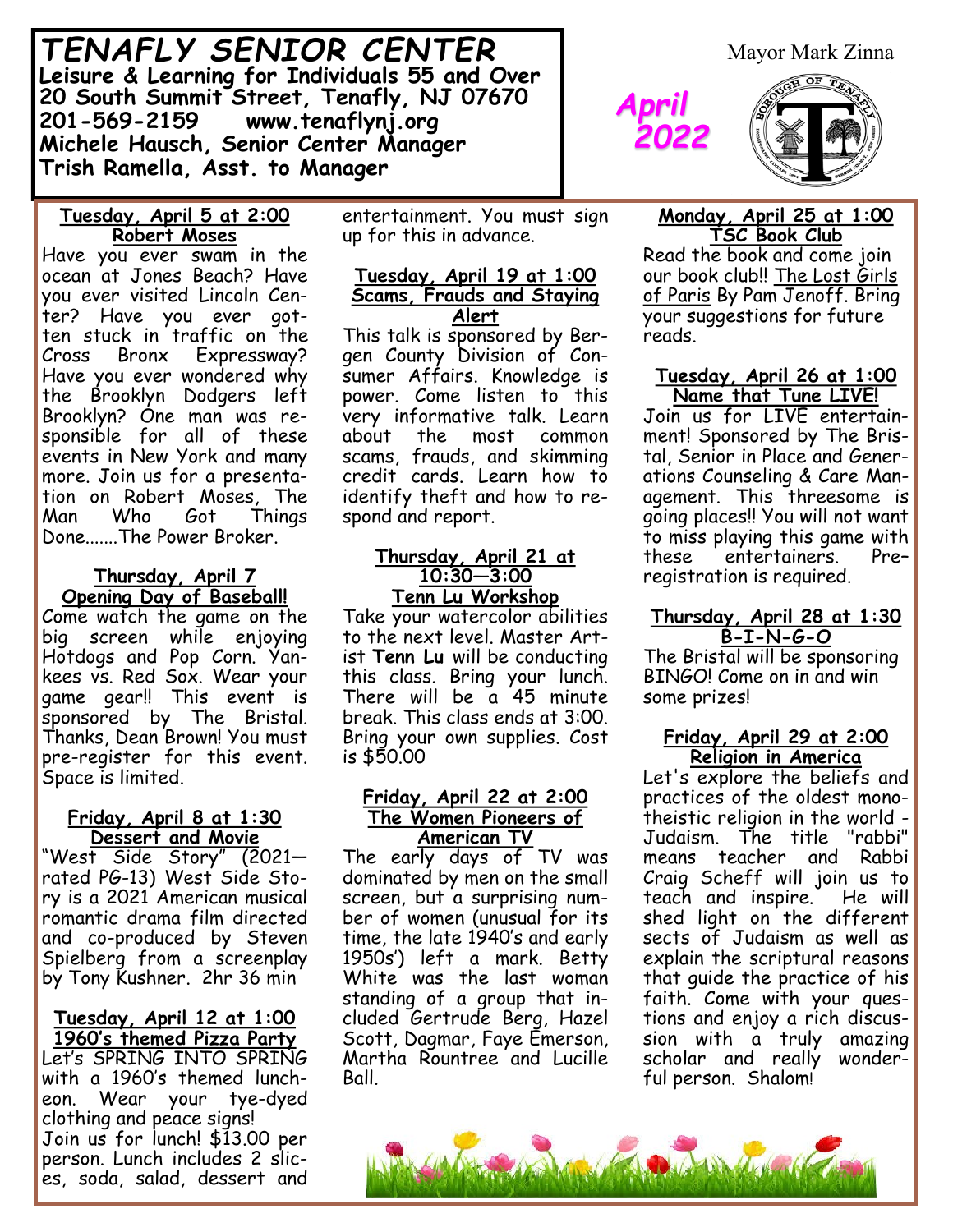# TENAFLY SENIOR CENTER

**Leisure & Learning for Individuals 55 and Over**
**20 South Summit Street, Tenafly, NJ 07670**
**201-569-2159 www.tenaflynj.org**
**Michele Hausch, Senior Center Manager**
**Trish Ramella, Asst. to Manager**

## April 2022

Mayor Mark Zinna

### Tuesday, April 5 at 2:00 Robert Moses

Have you ever swam in the ocean at Jones Beach? Have you ever visited Lincoln Center? Have you ever gotten stuck in traffic on the Cross Bronx Expressway? Have you ever wondered why the Brooklyn Dodgers left Brooklyn? One man was responsible for all of these events in New York and many more. Join us for a presentation on Robert Moses, The Man Who Got Things Done.......The Power Broker.

### Thursday, April 7 Opening Day of Baseball!

Come watch the game on the big screen while enjoying Hotdogs and Pop Corn. Yankees vs. Red Sox. Wear your game gear!! This event is sponsored by The Bristal. Thanks, Dean Brown! You must pre-register for this event. Space is limited.

### Friday, April 8 at 1:30 Dessert and Movie

"West Side Story" (2021—rated PG-13) West Side Story is a 2021 American musical romantic drama film directed and co-produced by Steven Spielberg from a screenplay by Tony Kushner. 2hr 36 min

### Tuesday, April 12 at 1:00 1960's themed Pizza Party

Let's SPRING INTO SPRING with a 1960's themed luncheon. Wear your tye-dyed clothing and peace signs!
Join us for lunch! $13.00 per person. Lunch includes 2 slices, soda, salad, dessert and entertainment. You must sign up for this in advance.

### Tuesday, April 19 at 1:00 Scams, Frauds and Staying Alert

This talk is sponsored by Bergen County Division of Consumer Affairs. Knowledge is power. Come listen to this very informative talk. Learn about the most common scams, frauds, and skimming credit cards. Learn how to identify theft and how to respond and report.

### Thursday, April 21 at 10:30—3:00 Tenn Lu Workshop

Take your watercolor abilities to the next level. Master Artist **Tenn Lu** will be conducting this class. Bring your lunch. There will be a 45 minute break. This class ends at 3:00. Bring your own supplies. Cost is $50.00

### Friday, April 22 at 2:00 The Women Pioneers of American TV

The early days of TV was dominated by men on the small screen, but a surprising number of women (unusual for its time, the late 1940's and early 1950s') left a mark. Betty White was the last woman standing of a group that included Gertrude Berg, Hazel Scott, Dagmar, Faye Emerson, Martha Rountree and Lucille Ball.

### Monday, April 25 at 1:00 TSC Book Club

Read the book and come join our book club!! The Lost Girls of Paris By Pam Jenoff. Bring your suggestions for future reads.

### Tuesday, April 26 at 1:00 Name that Tune LIVE!

Join us for LIVE entertainment! Sponsored by The Bristal, Senior in Place and Generations Counseling & Care Management. This threesome is going places!! You will not want to miss playing this game with these entertainers. Pre-registration is required.

### Thursday, April 28 at 1:30 B-I-N-G-O

The Bristal will be sponsoring BINGO! Come on in and win some prizes!

### Friday, April 29 at 2:00 Religion in America

Let's explore the beliefs and practices of the oldest monotheistic religion in the world - Judaism. The title "rabbi" means teacher and Rabbi Craig Scheff will join us to teach and inspire. He will shed light on the different sects of Judaism as well as explain the scriptural reasons that guide the practice of his faith. Come with your questions and enjoy a rich discussion with a truly amazing scholar and really wonderful person. Shalom!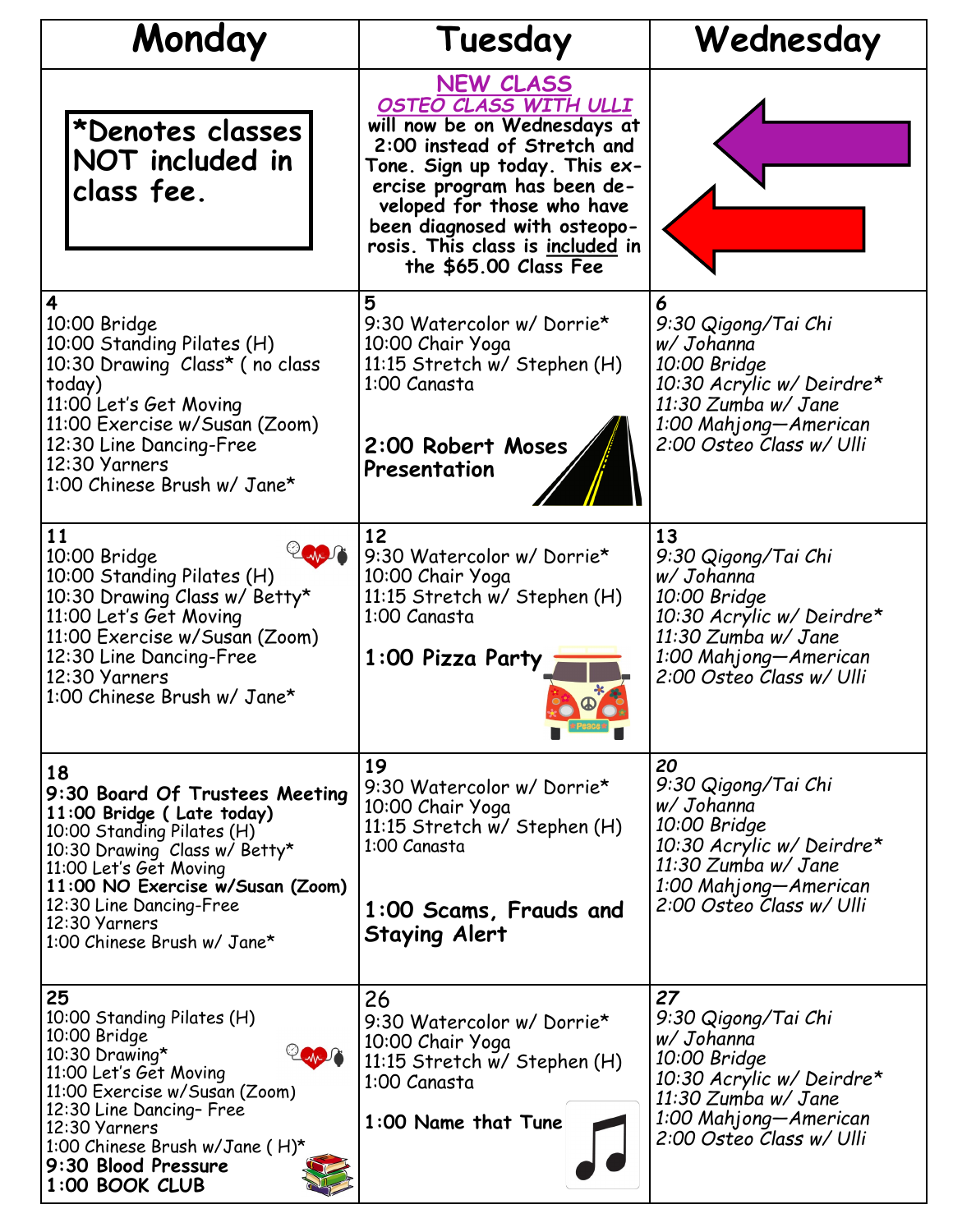| Monday | Tuesday | Wednesday |
| --- | --- | --- |
| ***Denotes classes NOT included in class fee.** | **NEW CLASS**<br>***OSTEO CLASS WITH ULLI***<br>**will now be on Wednesdays at 2:00 instead of Stretch and Tone. Sign up today. This exercise program has been developed for those who have been diagnosed with osteoporosis. This class is included in the $65.00 Class Fee** | |
| **4**<br>10:00 Bridge<br>10:00 Standing Pilates (H)<br>10:30 Drawing Class* ( no class today)<br>11:00 Let's Get Moving<br>11:00 Exercise w/Susan (Zoom)<br>12:30 Line Dancing-Free<br>12:30 Yarners<br>1:00 Chinese Brush w/ Jane* | **5**<br>9:30 Watercolor w/ Dorrie*<br>10:00 Chair Yoga<br>11:15 Stretch w/ Stephen (H)<br>1:00 Canasta<br>**2:00 Robert Moses Presentation** | ***6***<br>*9:30 Qigong/Tai Chi w/ Johanna*<br>*10:00 Bridge*<br>*10:30 Acrylic w/ Deirdre**<br>*11:30 Zumba w/ Jane*<br>*1:00 Mahjong—American*<br>*2:00 Osteo Class w/ Ulli* |
| **11**<br>10:00 Bridge<br>10:00 Standing Pilates (H)<br>10:30 Drawing Class w/ Betty*<br>11:00 Let's Get Moving<br>11:00 Exercise w/Susan (Zoom)<br>12:30 Line Dancing-Free<br>12:30 Yarners<br>1:00 Chinese Brush w/ Jane* | **12**<br>9:30 Watercolor w/ Dorrie*<br>10:00 Chair Yoga<br>11:15 Stretch w/ Stephen (H)<br>1:00 Canasta<br>**1:00 Pizza Party** | **13**<br>*9:30 Qigong/Tai Chi w/ Johanna*<br>*10:00 Bridge*<br>*10:30 Acrylic w/ Deirdre**<br>*11:30 Zumba w/ Jane*<br>*1:00 Mahjong—American*<br>*2:00 Osteo Class w/ Ulli* |
| **18**<br>**9:30 Board Of Trustees Meeting**<br>**11:00 Bridge ( Late today)**<br>10:00 Standing Pilates (H)<br>10:30 Drawing Class w/ Betty*<br>11:00 Let's Get Moving<br>**11:00 NO Exercise w/Susan (Zoom)**<br>12:30 Line Dancing-Free<br>12:30 Yarners<br>1:00 Chinese Brush w/ Jane* | **19**<br>9:30 Watercolor w/ Dorrie*<br>10:00 Chair Yoga<br>11:15 Stretch w/ Stephen (H)<br>1:00 Canasta<br>**1:00 Scams, Frauds and Staying Alert** | ***20***<br>*9:30 Qigong/Tai Chi w/ Johanna*<br>*10:00 Bridge*<br>*10:30 Acrylic w/ Deirdre**<br>*11:30 Zumba w/ Jane*<br>*1:00 Mahjong—American*<br>*2:00 Osteo Class w/ Ulli* |
| **25**<br>10:00 Standing Pilates (H)<br>10:00 Bridge<br>10:30 Drawing*<br>11:00 Let's Get Moving<br>11:00 Exercise w/Susan (Zoom)<br>12:30 Line Dancing- Free<br>12:30 Yarners<br>1:00 Chinese Brush w/Jane ( H)*<br>**9:30 Blood Pressure**<br>**1:00 BOOK CLUB** | **26**<br>9:30 Watercolor w/ Dorrie*<br>10:00 Chair Yoga<br>11:15 Stretch w/ Stephen (H)<br>1:00 Canasta<br>**1:00 Name that Tune** | ***27***<br>*9:30 Qigong/Tai Chi w/ Johanna*<br>*10:00 Bridge*<br>*10:30 Acrylic w/ Deirdre**<br>*11:30 Zumba w/ Jane*<br>*1:00 Mahjong—American*<br>*2:00 Osteo Class w/ Ulli* |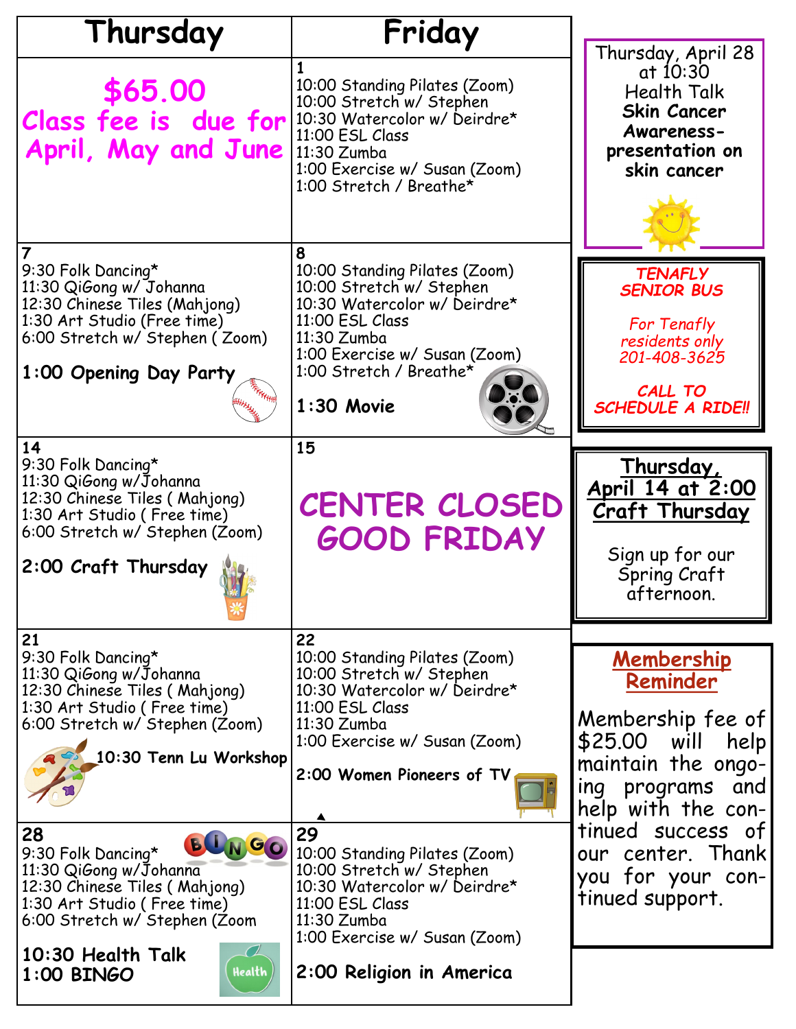| Thursday | Friday |
|---|---|
| **$65.00 Class fee is due for April, May and June** | **1**<br>10:00 Standing Pilates (Zoom)<br>10:00 Stretch w/ Stephen<br>10:30 Watercolor w/ Deirdre*<br>11:00 ESL Class<br>11:30 Zumba<br>1:00 Exercise w/ Susan (Zoom)<br>1:00 Stretch / Breathe* |
| **7**<br>9:30 Folk Dancing*<br>11:30 QiGong w/ Johanna<br>12:30 Chinese Tiles (Mahjong)<br>1:30 Art Studio (Free time)<br>6:00 Stretch w/ Stephen ( Zoom)<br>**1:00 Opening Day Party** | **8**<br>10:00 Standing Pilates (Zoom)<br>10:00 Stretch w/ Stephen<br>10:30 Watercolor w/ Deirdre*<br>11:00 ESL Class<br>11:30 Zumba<br>1:00 Exercise w/ Susan (Zoom)<br>1:00 Stretch / Breathe*<br>**1:30 Movie** |
| **14**<br>9:30 Folk Dancing*<br>11:30 QiGong w/Johanna<br>12:30 Chinese Tiles ( Mahjong)<br>1:30 Art Studio ( Free time)<br>6:00 Stretch w/ Stephen (Zoom)<br>**2:00 Craft Thursday** | **15**<br>**CENTER CLOSED GOOD FRIDAY** |
| **21**<br>9:30 Folk Dancing*<br>11:30 QiGong w/Johanna<br>12:30 Chinese Tiles ( Mahjong)<br>1:30 Art Studio ( Free time)<br>6:00 Stretch w/ Stephen (Zoom)<br>**10:30 Tenn Lu Workshop** | **22**<br>10:00 Standing Pilates (Zoom)<br>10:00 Stretch w/ Stephen<br>10:30 Watercolor w/ Deirdre*<br>11:00 ESL Class<br>11:30 Zumba<br>1:00 Exercise w/ Susan (Zoom)<br>**2:00 Women Pioneers of TV** |
| **28**<br>9:30 Folk Dancing*<br>11:30 QiGong w/Johanna<br>12:30 Chinese Tiles ( Mahjong)<br>1:30 Art Studio ( Free time)<br>6:00 Stretch w/ Stephen (Zoom<br>**10:30 Health Talk**<br>**1:00 BINGO** | **29**<br>10:00 Standing Pilates (Zoom)<br>10:00 Stretch w/ Stephen<br>10:30 Watercolor w/ Deirdre*<br>11:00 ESL Class<br>11:30 Zumba<br>1:00 Exercise w/ Susan (Zoom)<br>**2:00 Religion in America** |

Thursday, April 28 at 10:30
Health Talk
**Skin Cancer Awareness- presentation on skin cancer**

*TENAFLY SENIOR BUS*

*For Tenafly residents only*
*201-408-3625*

*CALL TO SCHEDULE A RIDE!!*

**Thursday, April 14 at 2:00 Craft Thursday**

Sign up for our Spring Craft afternoon.

**Membership Reminder**

Membership fee of $25.00 will help maintain the ongoing programs and help with the continued success of our center. Thank you for your continued support.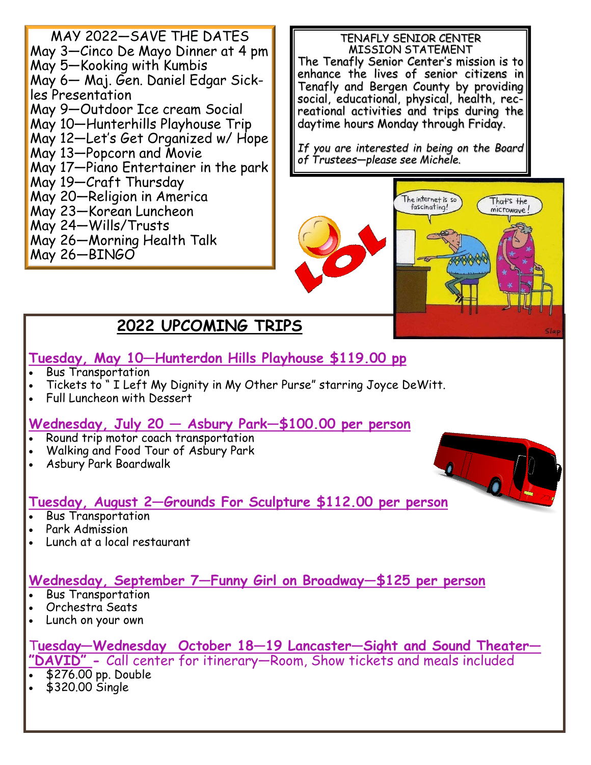## MAY 2022—SAVE THE DATES

May 3—Cinco De Mayo Dinner at 4 pm
May 5—Kooking with Kumbis
May 6— Maj. Gen. Daniel Edgar Sickles Presentation
May 9—Outdoor Ice cream Social
May 10—Hunterhills Playhouse Trip
May 12—Let's Get Organized w/ Hope
May 13—Popcorn and Movie
May 17—Piano Entertainer in the park
May 19—Craft Thursday
May 20—Religion in America
May 23—Korean Luncheon
May 24—Wills/Trusts
May 26—Morning Health Talk
May 26—BINGO

## TENAFLY SENIOR CENTER MISSION STATEMENT

The Tenafly Senior Center's mission is to enhance the lives of senior citizens in Tenafly and Bergen County by providing social, educational, physical, health, recreational activities and trips during the daytime hours Monday through Friday.

*If you are interested in being on the Board of Trustees—please see Michele.*

## 2022 UPCOMING TRIPS

### Tuesday, May 10—Hunterdon Hills Playhouse $119.00 pp

- Bus Transportation
- Tickets to " I Left My Dignity in My Other Purse" starring Joyce DeWitt.
- Full Luncheon with Dessert

### Wednesday, July 20 — Asbury Park—$100.00 per person

- Round trip motor coach transportation
- Walking and Food Tour of Asbury Park
- Asbury Park Boardwalk

### Tuesday, August 2—Grounds For Sculpture $112.00 per person

- Bus Transportation
- Park Admission
- Lunch at a local restaurant

### Wednesday, September 7—Funny Girl on Broadway—$125 per person

- Bus Transportation
- Orchestra Seats
- Lunch on your own

### Tuesday—Wednesday October 18—19 Lancaster—Sight and Sound Theater—"DAVID" - Call center for itinerary—Room, Show tickets and meals included

- $276.00 pp. Double
- $320.00 Single